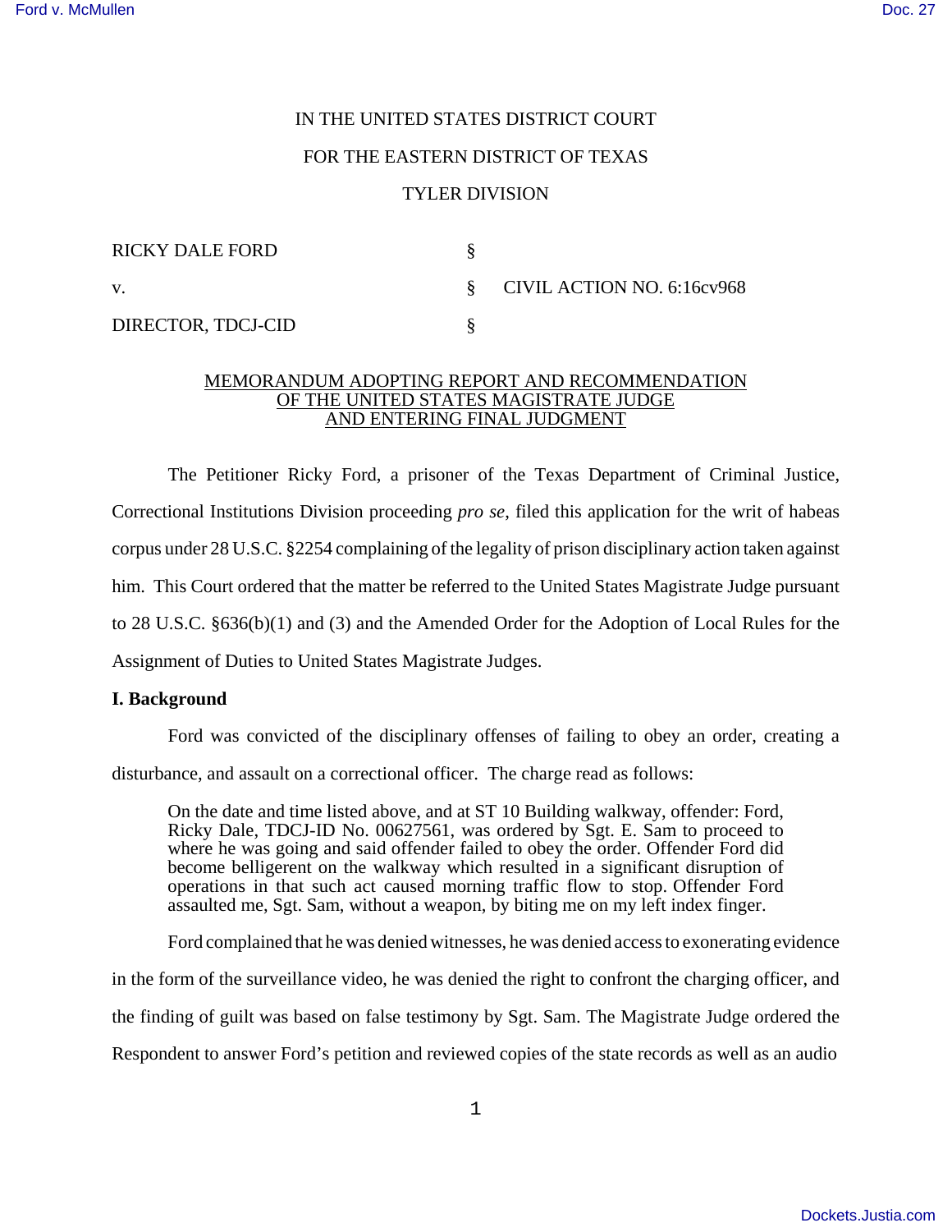IN THE UNITED STATES DISTRICT COURT

FOR THE EASTERN DISTRICT OF TEXAS

TYLER DIVISION

| | | |
|---|---|---|
| RICKY DALE FORD | § | |
| v. | § | CIVIL ACTION NO. 6:16cv968 |
| DIRECTOR, TDCJ-CID | § | |

MEMORANDUM ADOPTING REPORT AND RECOMMENDATION OF THE UNITED STATES MAGISTRATE JUDGE AND ENTERING FINAL JUDGMENT

The Petitioner Ricky Ford, a prisoner of the Texas Department of Criminal Justice, Correctional Institutions Division proceeding *pro se*, filed this application for the writ of habeas corpus under 28 U.S.C. §2254 complaining of the legality of prison disciplinary action taken against him. This Court ordered that the matter be referred to the United States Magistrate Judge pursuant to 28 U.S.C. §636(b)(1) and (3) and the Amended Order for the Adoption of Local Rules for the Assignment of Duties to United States Magistrate Judges.

**I. Background**

Ford was convicted of the disciplinary offenses of failing to obey an order, creating a disturbance, and assault on a correctional officer. The charge read as follows:

> On the date and time listed above, and at ST 10 Building walkway, offender: Ford, Ricky Dale, TDCJ-ID No. 00627561, was ordered by Sgt. E. Sam to proceed to where he was going and said offender failed to obey the order. Offender Ford did become belligerent on the walkway which resulted in a significant disruption of operations in that such act caused morning traffic flow to stop. Offender Ford assaulted me, Sgt. Sam, without a weapon, by biting me on my left index finger.

Ford complained that he was denied witnesses, he was denied access to exonerating evidence in the form of the surveillance video, he was denied the right to confront the charging officer, and the finding of guilt was based on false testimony by Sgt. Sam. The Magistrate Judge ordered the Respondent to answer Ford's petition and reviewed copies of the state records as well as an audio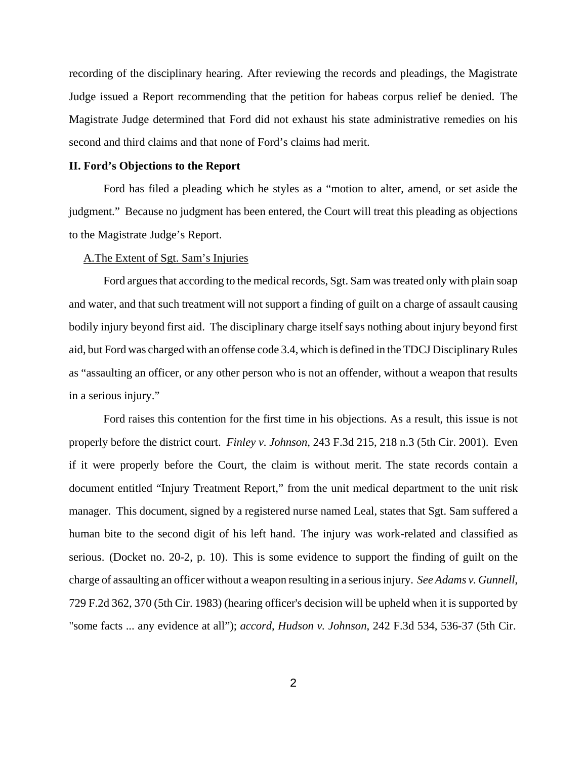recording of the disciplinary hearing. After reviewing the records and pleadings, the Magistrate Judge issued a Report recommending that the petition for habeas corpus relief be denied. The Magistrate Judge determined that Ford did not exhaust his state administrative remedies on his second and third claims and that none of Ford's claims had merit.

**II. Ford's Objections to the Report**

Ford has filed a pleading which he styles as a "motion to alter, amend, or set aside the judgment." Because no judgment has been entered, the Court will treat this pleading as objections to the Magistrate Judge's Report.

A. The Extent of Sgt. Sam's Injuries

Ford argues that according to the medical records, Sgt. Sam was treated only with plain soap and water, and that such treatment will not support a finding of guilt on a charge of assault causing bodily injury beyond first aid. The disciplinary charge itself says nothing about injury beyond first aid, but Ford was charged with an offense code 3.4, which is defined in the TDCJ Disciplinary Rules as "assaulting an officer, or any other person who is not an offender, without a weapon that results in a serious injury."

Ford raises this contention for the first time in his objections. As a result, this issue is not properly before the district court. *Finley v. Johnson*, 243 F.3d 215, 218 n.3 (5th Cir. 2001). Even if it were properly before the Court, the claim is without merit. The state records contain a document entitled "Injury Treatment Report," from the unit medical department to the unit risk manager. This document, signed by a registered nurse named Leal, states that Sgt. Sam suffered a human bite to the second digit of his left hand. The injury was work-related and classified as serious. (Docket no. 20-2, p. 10). This is some evidence to support the finding of guilt on the charge of assaulting an officer without a weapon resulting in a serious injury. *See Adams v. Gunnell*, 729 F.2d 362, 370 (5th Cir. 1983) (hearing officer's decision will be upheld when it is supported by "some facts ... any evidence at all"); *accord*, *Hudson v. Johnson*, 242 F.3d 534, 536-37 (5th Cir.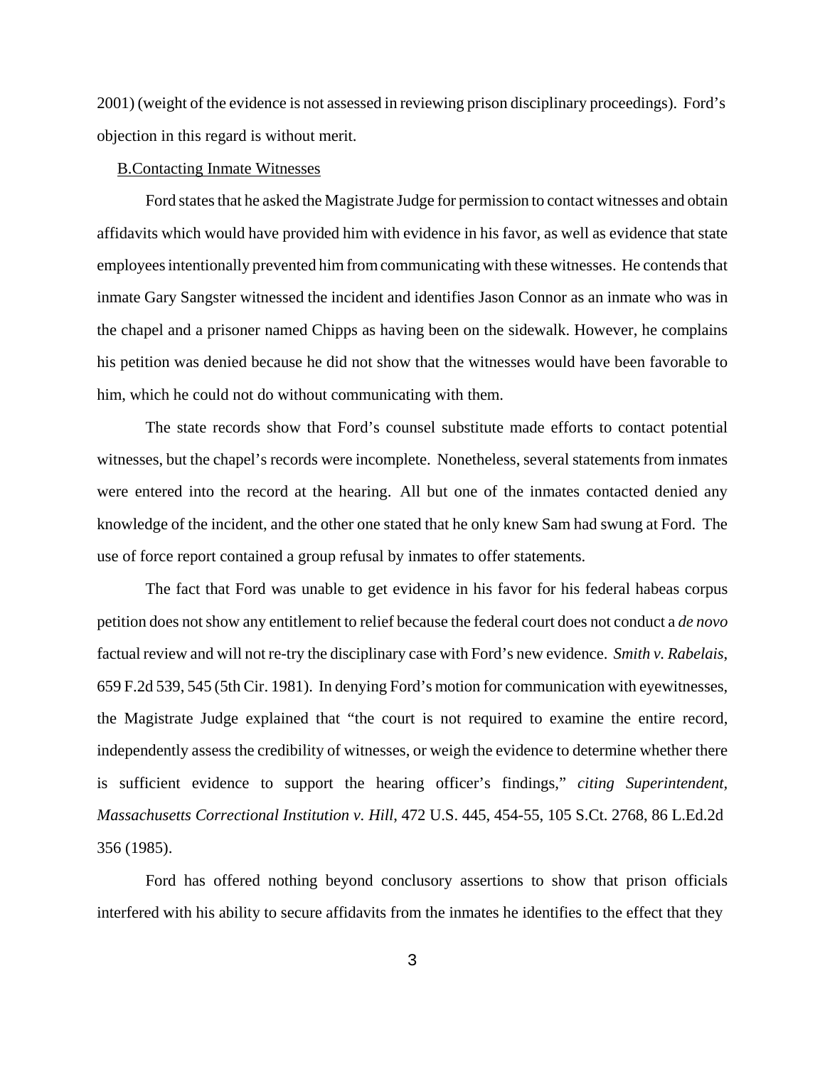2001) (weight of the evidence is not assessed in reviewing prison disciplinary proceedings). Ford's objection in this regard is without merit.

B.Contacting Inmate Witnesses

Ford states that he asked the Magistrate Judge for permission to contact witnesses and obtain affidavits which would have provided him with evidence in his favor, as well as evidence that state employees intentionally prevented him from communicating with these witnesses. He contends that inmate Gary Sangster witnessed the incident and identifies Jason Connor as an inmate who was in the chapel and a prisoner named Chipps as having been on the sidewalk. However, he complains his petition was denied because he did not show that the witnesses would have been favorable to him, which he could not do without communicating with them.

The state records show that Ford's counsel substitute made efforts to contact potential witnesses, but the chapel's records were incomplete. Nonetheless, several statements from inmates were entered into the record at the hearing. All but one of the inmates contacted denied any knowledge of the incident, and the other one stated that he only knew Sam had swung at Ford. The use of force report contained a group refusal by inmates to offer statements.

The fact that Ford was unable to get evidence in his favor for his federal habeas corpus petition does not show any entitlement to relief because the federal court does not conduct a *de novo* factual review and will not re-try the disciplinary case with Ford's new evidence. *Smith v. Rabelais*, 659 F.2d 539, 545 (5th Cir. 1981). In denying Ford's motion for communication with eyewitnesses, the Magistrate Judge explained that "the court is not required to examine the entire record, independently assess the credibility of witnesses, or weigh the evidence to determine whether there is sufficient evidence to support the hearing officer's findings," *citing Superintendent, Massachusetts Correctional Institution v. Hill*, 472 U.S. 445, 454-55, 105 S.Ct. 2768, 86 L.Ed.2d 356 (1985).

Ford has offered nothing beyond conclusory assertions to show that prison officials interfered with his ability to secure affidavits from the inmates he identifies to the effect that they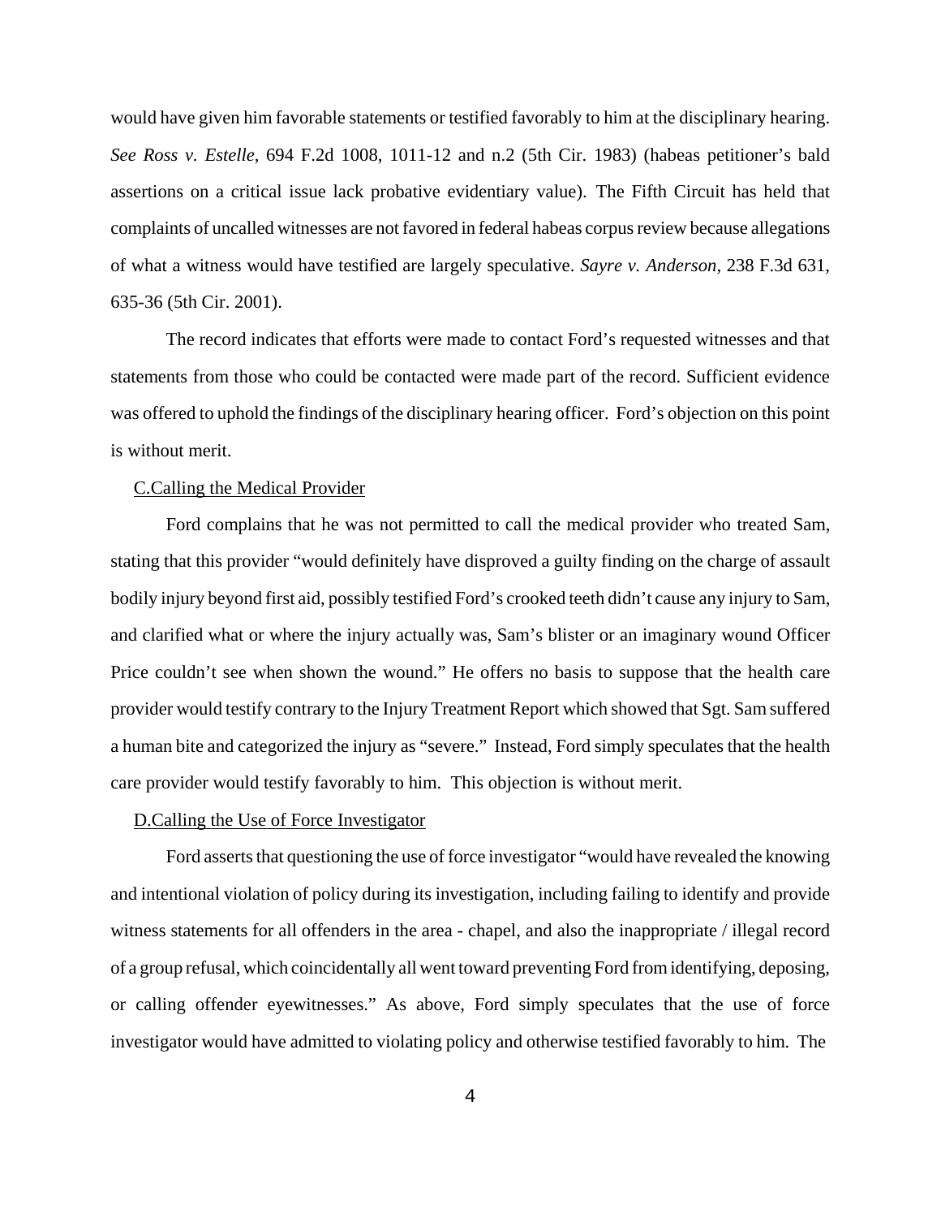would have given him favorable statements or testified favorably to him at the disciplinary hearing. *See Ross v. Estelle*, 694 F.2d 1008, 1011-12 and n.2 (5th Cir. 1983) (habeas petitioner's bald assertions on a critical issue lack probative evidentiary value). The Fifth Circuit has held that complaints of uncalled witnesses are not favored in federal habeas corpus review because allegations of what a witness would have testified are largely speculative. *Sayre v. Anderson*, 238 F.3d 631, 635-36 (5th Cir. 2001).

The record indicates that efforts were made to contact Ford's requested witnesses and that statements from those who could be contacted were made part of the record. Sufficient evidence was offered to uphold the findings of the disciplinary hearing officer. Ford's objection on this point is without merit.

C. Calling the Medical Provider

Ford complains that he was not permitted to call the medical provider who treated Sam, stating that this provider "would definitely have disproved a guilty finding on the charge of assault bodily injury beyond first aid, possibly testified Ford's crooked teeth didn't cause any injury to Sam, and clarified what or where the injury actually was, Sam's blister or an imaginary wound Officer Price couldn't see when shown the wound." He offers no basis to suppose that the health care provider would testify contrary to the Injury Treatment Report which showed that Sgt. Sam suffered a human bite and categorized the injury as "severe." Instead, Ford simply speculates that the health care provider would testify favorably to him. This objection is without merit.

D. Calling the Use of Force Investigator

Ford asserts that questioning the use of force investigator "would have revealed the knowing and intentional violation of policy during its investigation, including failing to identify and provide witness statements for all offenders in the area - chapel, and also the inappropriate / illegal record of a group refusal, which coincidentally all went toward preventing Ford from identifying, deposing, or calling offender eyewitnesses." As above, Ford simply speculates that the use of force investigator would have admitted to violating policy and otherwise testified favorably to him. The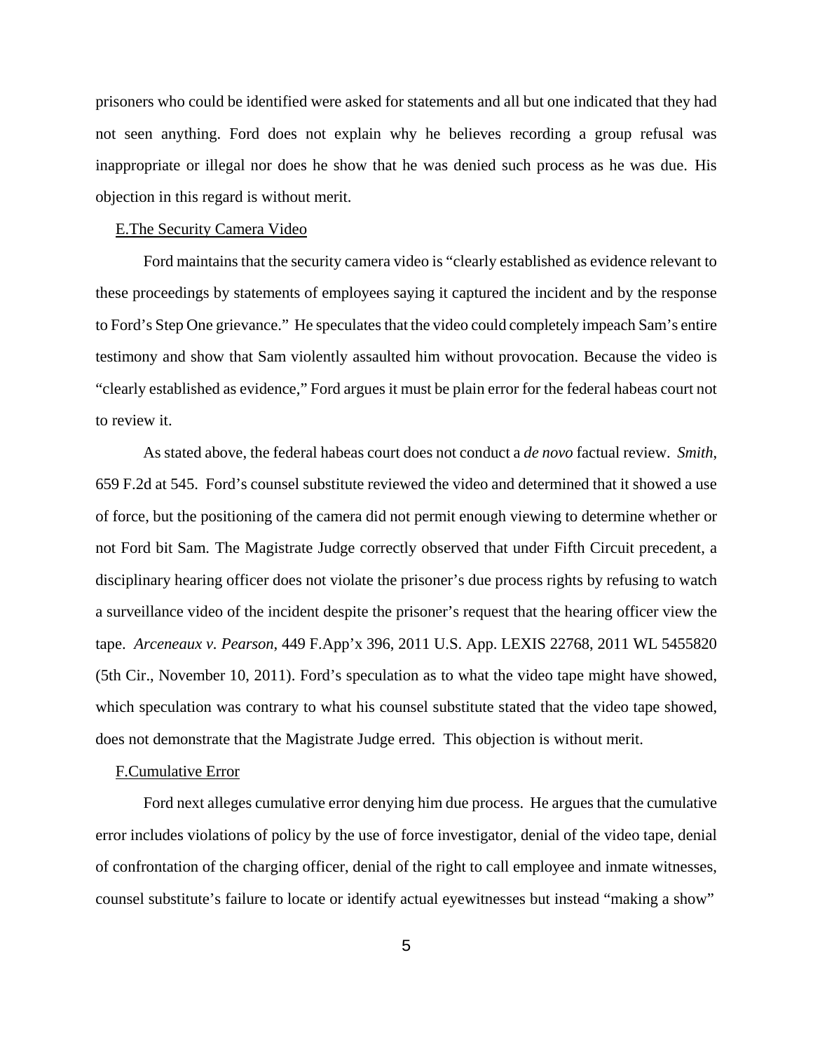prisoners who could be identified were asked for statements and all but one indicated that they had not seen anything. Ford does not explain why he believes recording a group refusal was inappropriate or illegal nor does he show that he was denied such process as he was due. His objection in this regard is without merit.

E. The Security Camera Video

Ford maintains that the security camera video is "clearly established as evidence relevant to these proceedings by statements of employees saying it captured the incident and by the response to Ford's Step One grievance." He speculates that the video could completely impeach Sam's entire testimony and show that Sam violently assaulted him without provocation. Because the video is "clearly established as evidence," Ford argues it must be plain error for the federal habeas court not to review it.

As stated above, the federal habeas court does not conduct a *de novo* factual review. *Smith*, 659 F.2d at 545. Ford's counsel substitute reviewed the video and determined that it showed a use of force, but the positioning of the camera did not permit enough viewing to determine whether or not Ford bit Sam. The Magistrate Judge correctly observed that under Fifth Circuit precedent, a disciplinary hearing officer does not violate the prisoner's due process rights by refusing to watch a surveillance video of the incident despite the prisoner's request that the hearing officer view the tape. *Arceneaux v. Pearson*, 449 F.App'x 396, 2011 U.S. App. LEXIS 22768, 2011 WL 5455820 (5th Cir., November 10, 2011). Ford's speculation as to what the video tape might have showed, which speculation was contrary to what his counsel substitute stated that the video tape showed, does not demonstrate that the Magistrate Judge erred. This objection is without merit.

F. Cumulative Error

Ford next alleges cumulative error denying him due process. He argues that the cumulative error includes violations of policy by the use of force investigator, denial of the video tape, denial of confrontation of the charging officer, denial of the right to call employee and inmate witnesses, counsel substitute's failure to locate or identify actual eyewitnesses but instead "making a show"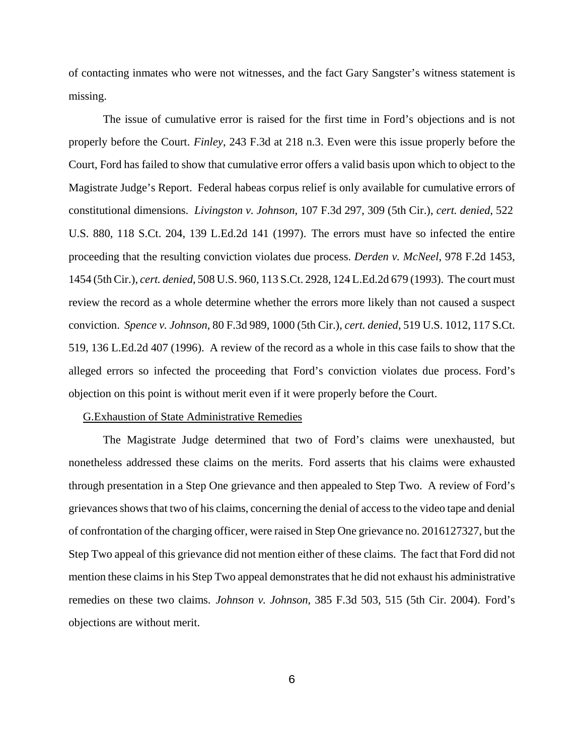of contacting inmates who were not witnesses, and the fact Gary Sangster's witness statement is missing.

The issue of cumulative error is raised for the first time in Ford's objections and is not properly before the Court. *Finley*, 243 F.3d at 218 n.3. Even were this issue properly before the Court, Ford has failed to show that cumulative error offers a valid basis upon which to object to the Magistrate Judge's Report. Federal habeas corpus relief is only available for cumulative errors of constitutional dimensions. *Livingston v. Johnson*, 107 F.3d 297, 309 (5th Cir.), *cert. denied*, 522 U.S. 880, 118 S.Ct. 204, 139 L.Ed.2d 141 (1997). The errors must have so infected the entire proceeding that the resulting conviction violates due process. *Derden v. McNeel*, 978 F.2d 1453, 1454 (5th Cir.), *cert. denied*, 508 U.S. 960, 113 S.Ct. 2928, 124 L.Ed.2d 679 (1993). The court must review the record as a whole determine whether the errors more likely than not caused a suspect conviction. *Spence v. Johnson*, 80 F.3d 989, 1000 (5th Cir.), *cert. denied*, 519 U.S. 1012, 117 S.Ct. 519, 136 L.Ed.2d 407 (1996). A review of the record as a whole in this case fails to show that the alleged errors so infected the proceeding that Ford's conviction violates due process. Ford's objection on this point is without merit even if it were properly before the Court.

G.Exhaustion of State Administrative Remedies

The Magistrate Judge determined that two of Ford's claims were unexhausted, but nonetheless addressed these claims on the merits. Ford asserts that his claims were exhausted through presentation in a Step One grievance and then appealed to Step Two. A review of Ford's grievances shows that two of his claims, concerning the denial of access to the video tape and denial of confrontation of the charging officer, were raised in Step One grievance no. 2016127327, but the Step Two appeal of this grievance did not mention either of these claims. The fact that Ford did not mention these claims in his Step Two appeal demonstrates that he did not exhaust his administrative remedies on these two claims. *Johnson v. Johnson*, 385 F.3d 503, 515 (5th Cir. 2004). Ford's objections are without merit.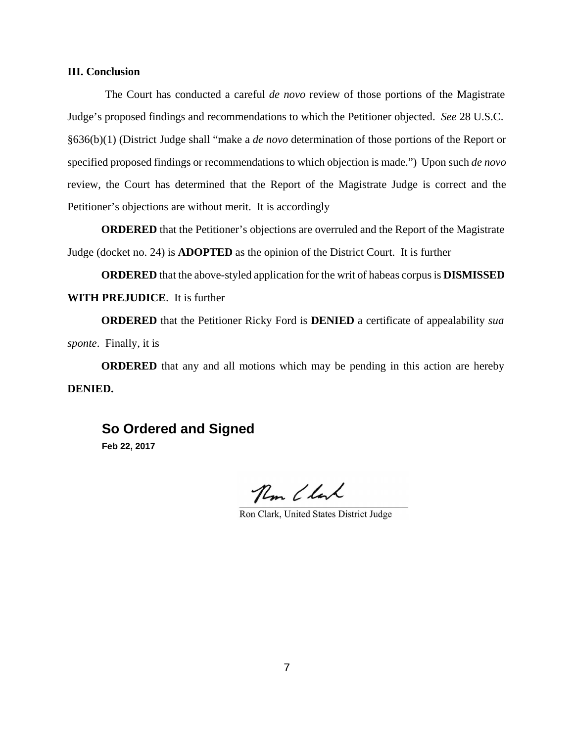### III. Conclusion

The Court has conducted a careful *de novo* review of those portions of the Magistrate Judge's proposed findings and recommendations to which the Petitioner objected. *See* 28 U.S.C. §636(b)(1) (District Judge shall "make a *de novo* determination of those portions of the Report or specified proposed findings or recommendations to which objection is made.") Upon such *de novo* review, the Court has determined that the Report of the Magistrate Judge is correct and the Petitioner's objections are without merit. It is accordingly

**ORDERED** that the Petitioner's objections are overruled and the Report of the Magistrate Judge (docket no. 24) is **ADOPTED** as the opinion of the District Court. It is further

**ORDERED** that the above-styled application for the writ of habeas corpus is **DISMISSED WITH PREJUDICE**. It is further

**ORDERED** that the Petitioner Ricky Ford is **DENIED** a certificate of appealability *sua sponte*. Finally, it is

**ORDERED** that any and all motions which may be pending in this action are hereby **DENIED.**

**So Ordered and Signed**

**Feb 22, 2017**

Ron Clark, United States District Judge